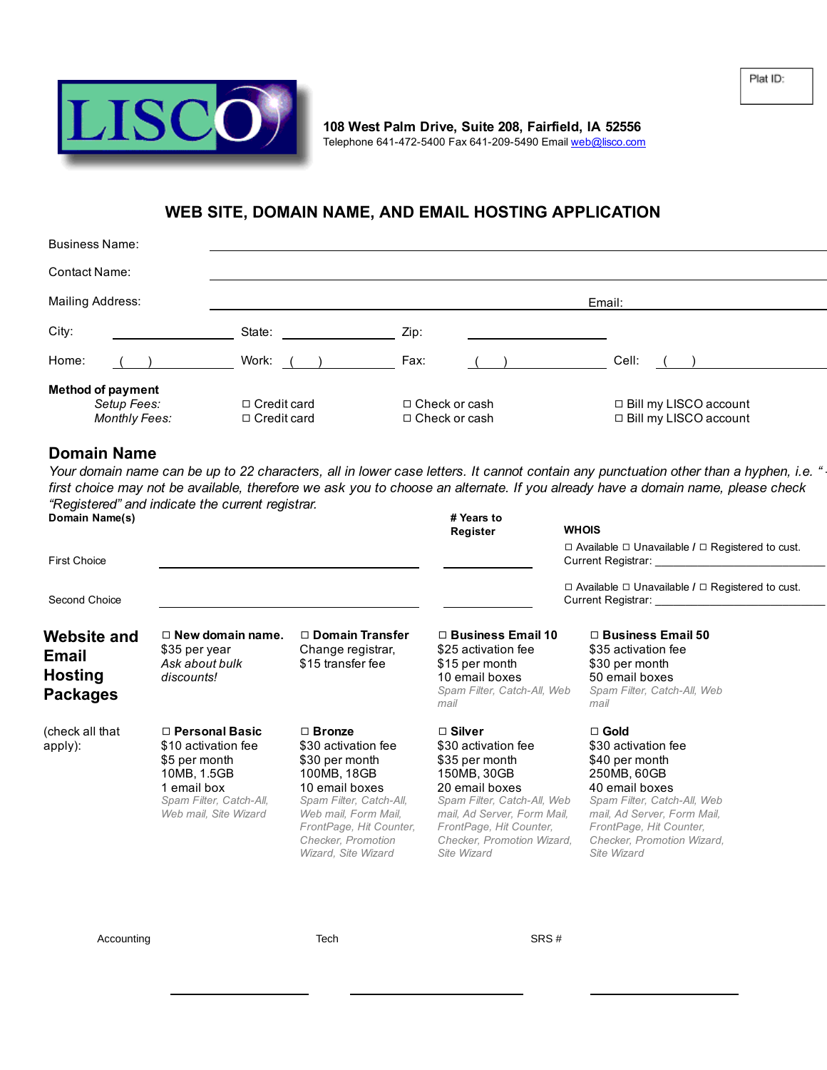Plat ID:

**108 West Palm Drive, Suite 208, Fairfield, IA 52556**
Telephone 641-472-5400 Fax 641-209-5490 Email web@lisco.com

# WEB SITE, DOMAIN NAME, AND EMAIL HOSTING APPLICATION

Business Name: ______________________________

Contact Name: ______________________________

Mailing Address: ______________________________ Email: ______________________________

City: ______________ State: ______________ Zip: ______________

Home: ( ) ______________ Work: ( ) ______________ Fax: ( ) ______________ Cell: ( ) ______________

**Method of payment**

| | | | |
|---|---|---|---|
| *Setup Fees:* | ☐ Credit card | ☐ Check or cash | ☐ Bill my LISCO account |
| *Monthly Fees:* | ☐ Credit card | ☐ Check or cash | ☐ Bill my LISCO account |

## Domain Name

*Your domain name can be up to 22 characters, all in lower case letters. It cannot contain any punctuation other than a hyphen, i.e. "- first choice may not be available, therefore we ask you to choose an alternate. If you already have a domain name, please check "Registered" and indicate the current registrar.*

| **Domain Name(s)** | | **# Years to Register** | **WHOIS** |
|---|---|---|---|
| First Choice | ______________ | ________ | ☐ Available ☐ Unavailable / ☐ Registered to cust. Current Registrar: ______________ |
| Second Choice | ______________ | ________ | ☐ Available ☐ Unavailable / ☐ Registered to cust. Current Registrar: ______________ |

## Website and Email Hosting Packages

(check all that apply):

| | | | |
|---|---|---|---|
| ☐ **New domain name.** $35 per year *Ask about bulk discounts!* | ☐ **Domain Transfer** Change registrar, $15 transfer fee | ☐ **Business Email 10** $25 activation fee $15 per month 10 email boxes *Spam Filter, Catch-All, Web mail* | ☐ **Business Email 50** $35 activation fee $30 per month 50 email boxes *Spam Filter, Catch-All, Web mail* |
| ☐ **Personal Basic** $10 activation fee $5 per month 10MB, 1.5GB 1 email box *Spam Filter, Catch-All, Web mail, Site Wizard* | ☐ **Bronze** $30 activation fee $30 per month 100MB, 18GB 10 email boxes *Spam Filter, Catch-All, Web mail, Form Mail, FrontPage, Hit Counter, Checker, Promotion Wizard, Site Wizard* | ☐ **Silver** $30 activation fee $35 per month 150MB, 30GB 20 email boxes *Spam Filter, Catch-All, Web mail, Ad Server, Form Mail, FrontPage, Hit Counter, Checker, Promotion Wizard, Site Wizard* | ☐ **Gold** $30 activation fee $40 per month 250MB, 60GB 40 email boxes *Spam Filter, Catch-All, Web mail, Ad Server, Form Mail, FrontPage, Hit Counter, Checker, Promotion Wizard, Site Wizard* |

Accounting ______________ Tech ______________ SRS # ______________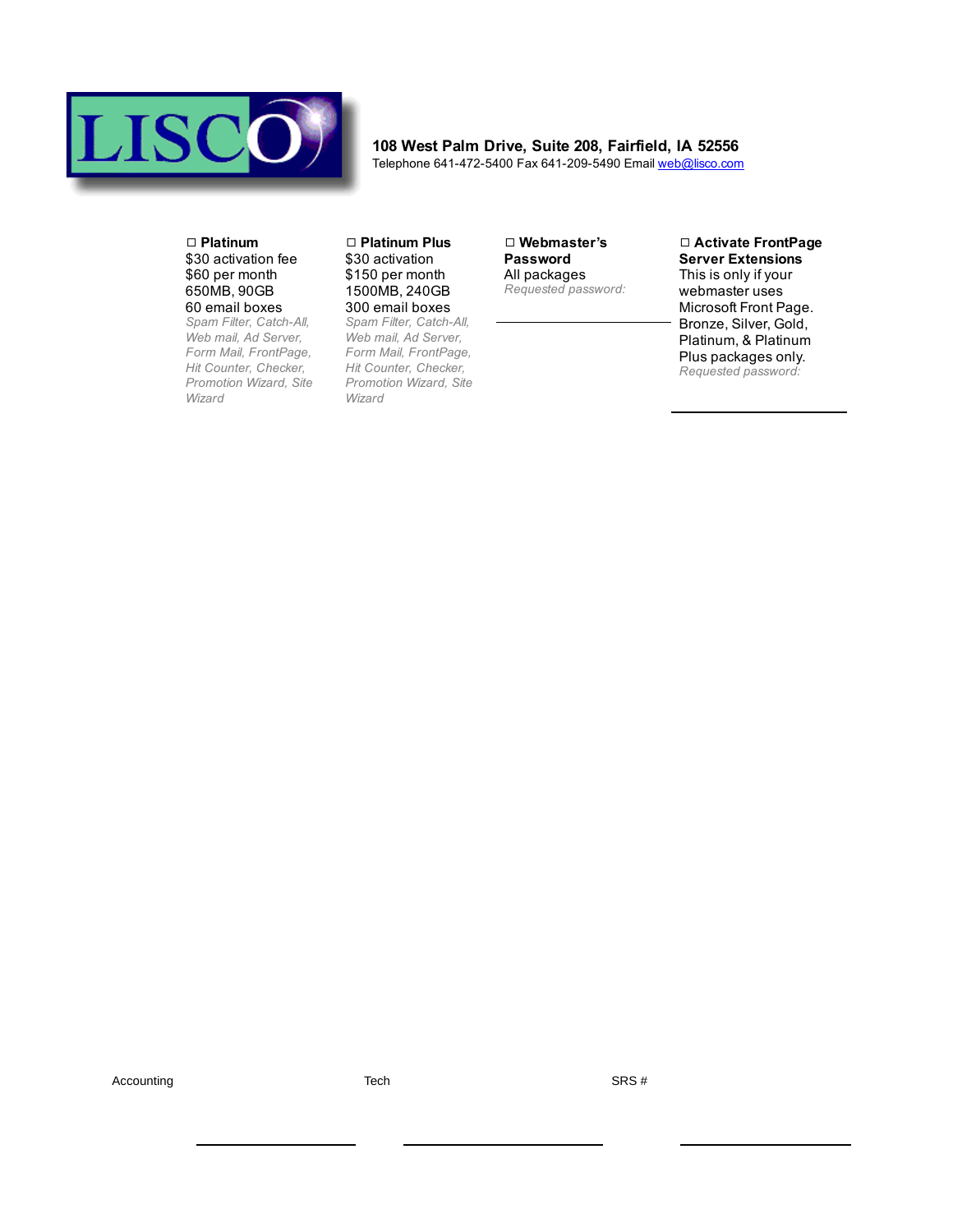LISCO

**108 West Palm Drive, Suite 208, Fairfield, IA 52556**
Telephone 641-472-5400 Fax 641-209-5490 Email web@lisco.com

☐ **Platinum**
$30 activation fee
$60 per month
650MB, 90GB
60 email boxes
*Spam Filter, Catch-All, Web mail, Ad Server, Form Mail, FrontPage, Hit Counter, Checker, Promotion Wizard, Site Wizard*

☐ **Platinum Plus**
$30 activation
$150 per month
1500MB, 240GB
300 email boxes
*Spam Filter, Catch-All, Web mail, Ad Server, Form Mail, FrontPage, Hit Counter, Checker, Promotion Wizard, Site Wizard*

☐ **Webmaster's Password**
All packages
*Requested password:*

______________________

☐ **Activate FrontPage Server Extensions**
This is only if your webmaster uses Microsoft Front Page. Bronze, Silver, Gold, Platinum, & Platinum Plus packages only.
*Requested password:*

______________________

Accounting ______________________ Tech ______________________ SRS # ______________________